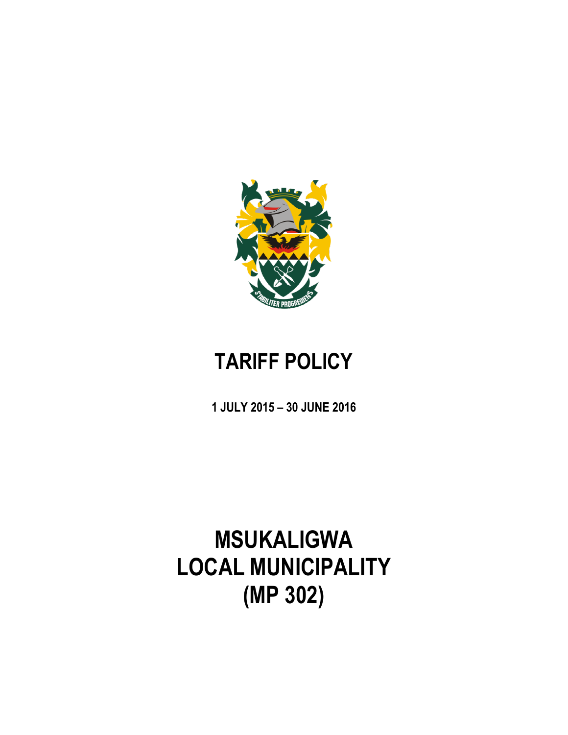# TARIFF POLICY

**1 JULY 2015 – 30 JUNE 2016**

# MSUKALIGWA LOCAL MUNICIPALITY (MP 302)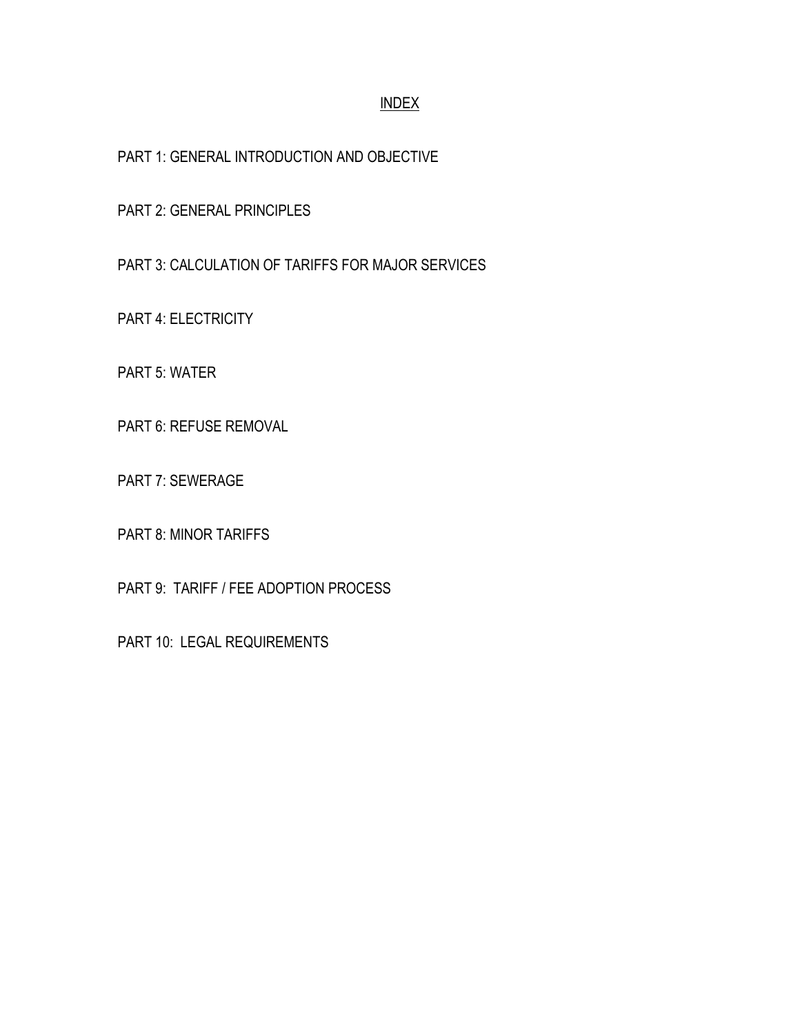# INDEX

PART 1: GENERAL INTRODUCTION AND OBJECTIVE

PART 2: GENERAL PRINCIPLES

PART 3: CALCULATION OF TARIFFS FOR MAJOR SERVICES

PART 4: ELECTRICITY

PART 5: WATER

PART 6: REFUSE REMOVAL

PART 7: SEWERAGE

PART 8: MINOR TARIFFS

PART 9: TARIFF / FEE ADOPTION PROCESS

PART 10: LEGAL REQUIREMENTS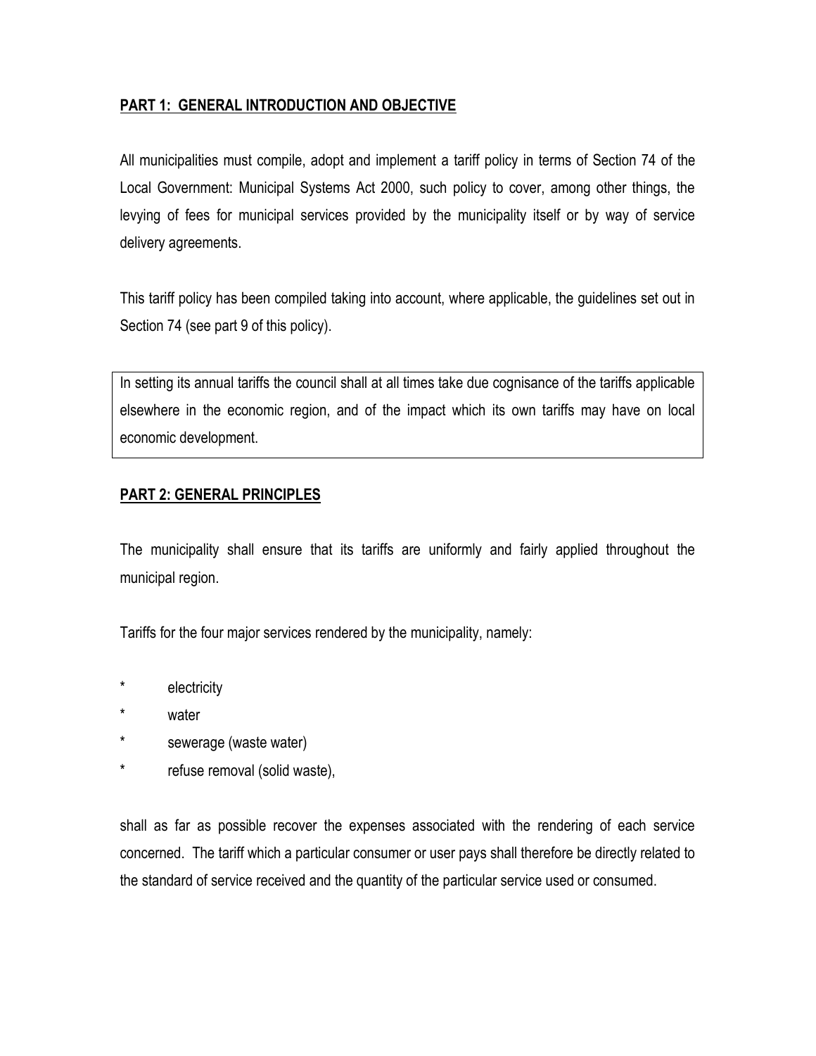## PART 1: GENERAL INTRODUCTION AND OBJECTIVE

All municipalities must compile, adopt and implement a tariff policy in terms of Section 74 of the Local Government: Municipal Systems Act 2000, such policy to cover, among other things, the levying of fees for municipal services provided by the municipality itself or by way of service delivery agreements.

This tariff policy has been compiled taking into account, where applicable, the guidelines set out in Section 74 (see part 9 of this policy).

In setting its annual tariffs the council shall at all times take due cognisance of the tariffs applicable elsewhere in the economic region, and of the impact which its own tariffs may have on local economic development.

## PART 2: GENERAL PRINCIPLES

The municipality shall ensure that its tariffs are uniformly and fairly applied throughout the municipal region.

Tariffs for the four major services rendered by the municipality, namely:

- electricity
- water
- sewerage (waste water)
- refuse removal (solid waste),

shall as far as possible recover the expenses associated with the rendering of each service concerned. The tariff which a particular consumer or user pays shall therefore be directly related to the standard of service received and the quantity of the particular service used or consumed.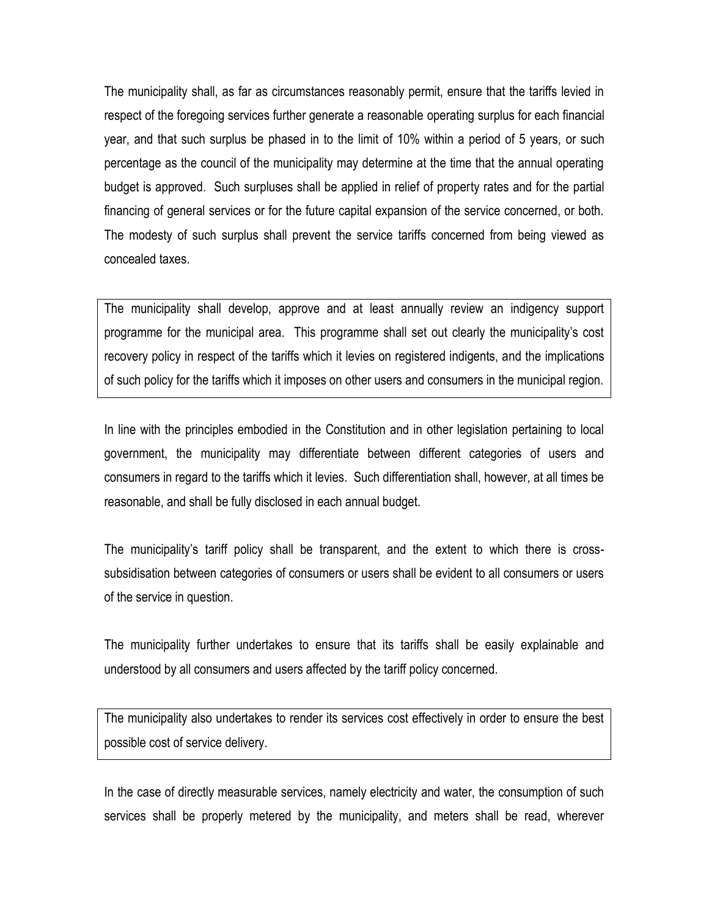The municipality shall, as far as circumstances reasonably permit, ensure that the tariffs levied in respect of the foregoing services further generate a reasonable operating surplus for each financial year, and that such surplus be phased in to the limit of 10% within a period of 5 years, or such percentage as the council of the municipality may determine at the time that the annual operating budget is approved. Such surpluses shall be applied in relief of property rates and for the partial financing of general services or for the future capital expansion of the service concerned, or both. The modesty of such surplus shall prevent the service tariffs concerned from being viewed as concealed taxes.

The municipality shall develop, approve and at least annually review an indigency support programme for the municipal area. This programme shall set out clearly the municipality's cost recovery policy in respect of the tariffs which it levies on registered indigents, and the implications of such policy for the tariffs which it imposes on other users and consumers in the municipal region.

In line with the principles embodied in the Constitution and in other legislation pertaining to local government, the municipality may differentiate between different categories of users and consumers in regard to the tariffs which it levies. Such differentiation shall, however, at all times be reasonable, and shall be fully disclosed in each annual budget.

The municipality's tariff policy shall be transparent, and the extent to which there is cross-subsidisation between categories of consumers or users shall be evident to all consumers or users of the service in question.

The municipality further undertakes to ensure that its tariffs shall be easily explainable and understood by all consumers and users affected by the tariff policy concerned.

The municipality also undertakes to render its services cost effectively in order to ensure the best possible cost of service delivery.

In the case of directly measurable services, namely electricity and water, the consumption of such services shall be properly metered by the municipality, and meters shall be read, wherever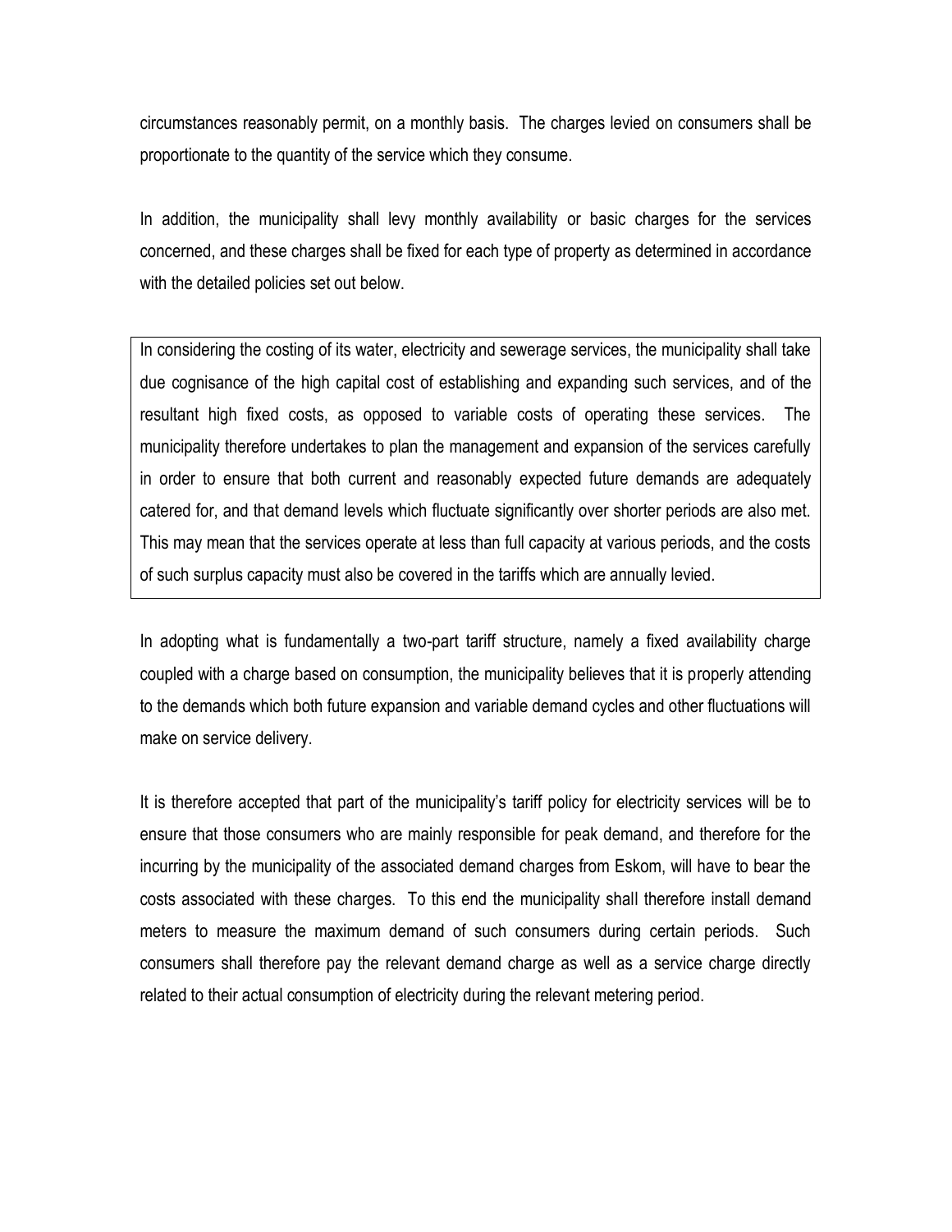circumstances reasonably permit, on a monthly basis. The charges levied on consumers shall be proportionate to the quantity of the service which they consume.

In addition, the municipality shall levy monthly availability or basic charges for the services concerned, and these charges shall be fixed for each type of property as determined in accordance with the detailed policies set out below.

In considering the costing of its water, electricity and sewerage services, the municipality shall take due cognisance of the high capital cost of establishing and expanding such services, and of the resultant high fixed costs, as opposed to variable costs of operating these services. The municipality therefore undertakes to plan the management and expansion of the services carefully in order to ensure that both current and reasonably expected future demands are adequately catered for, and that demand levels which fluctuate significantly over shorter periods are also met. This may mean that the services operate at less than full capacity at various periods, and the costs of such surplus capacity must also be covered in the tariffs which are annually levied.

In adopting what is fundamentally a two-part tariff structure, namely a fixed availability charge coupled with a charge based on consumption, the municipality believes that it is properly attending to the demands which both future expansion and variable demand cycles and other fluctuations will make on service delivery.

It is therefore accepted that part of the municipality's tariff policy for electricity services will be to ensure that those consumers who are mainly responsible for peak demand, and therefore for the incurring by the municipality of the associated demand charges from Eskom, will have to bear the costs associated with these charges. To this end the municipality shall therefore install demand meters to measure the maximum demand of such consumers during certain periods. Such consumers shall therefore pay the relevant demand charge as well as a service charge directly related to their actual consumption of electricity during the relevant metering period.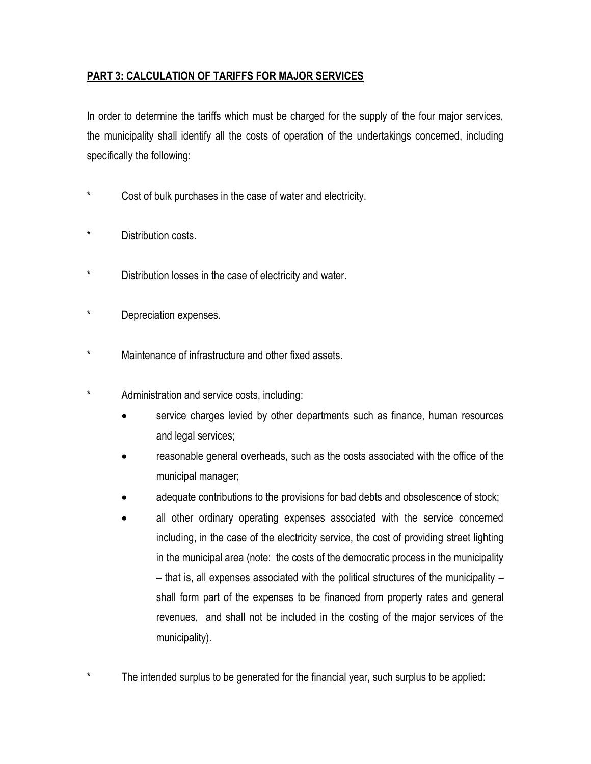**PART 3: CALCULATION OF TARIFFS FOR MAJOR SERVICES**

In order to determine the tariffs which must be charged for the supply of the four major services, the municipality shall identify all the costs of operation of the undertakings concerned, including specifically the following:

* Cost of bulk purchases in the case of water and electricity.
* Distribution costs.
* Distribution losses in the case of electricity and water.
* Depreciation expenses.
* Maintenance of infrastructure and other fixed assets.
* Administration and service costs, including:
    - service charges levied by other departments such as finance, human resources and legal services;
    - reasonable general overheads, such as the costs associated with the office of the municipal manager;
    - adequate contributions to the provisions for bad debts and obsolescence of stock;
    - all other ordinary operating expenses associated with the service concerned including, in the case of the electricity service, the cost of providing street lighting in the municipal area (note: the costs of the democratic process in the municipality – that is, all expenses associated with the political structures of the municipality – shall form part of the expenses to be financed from property rates and general revenues, and shall not be included in the costing of the major services of the municipality).
* The intended surplus to be generated for the financial year, such surplus to be applied: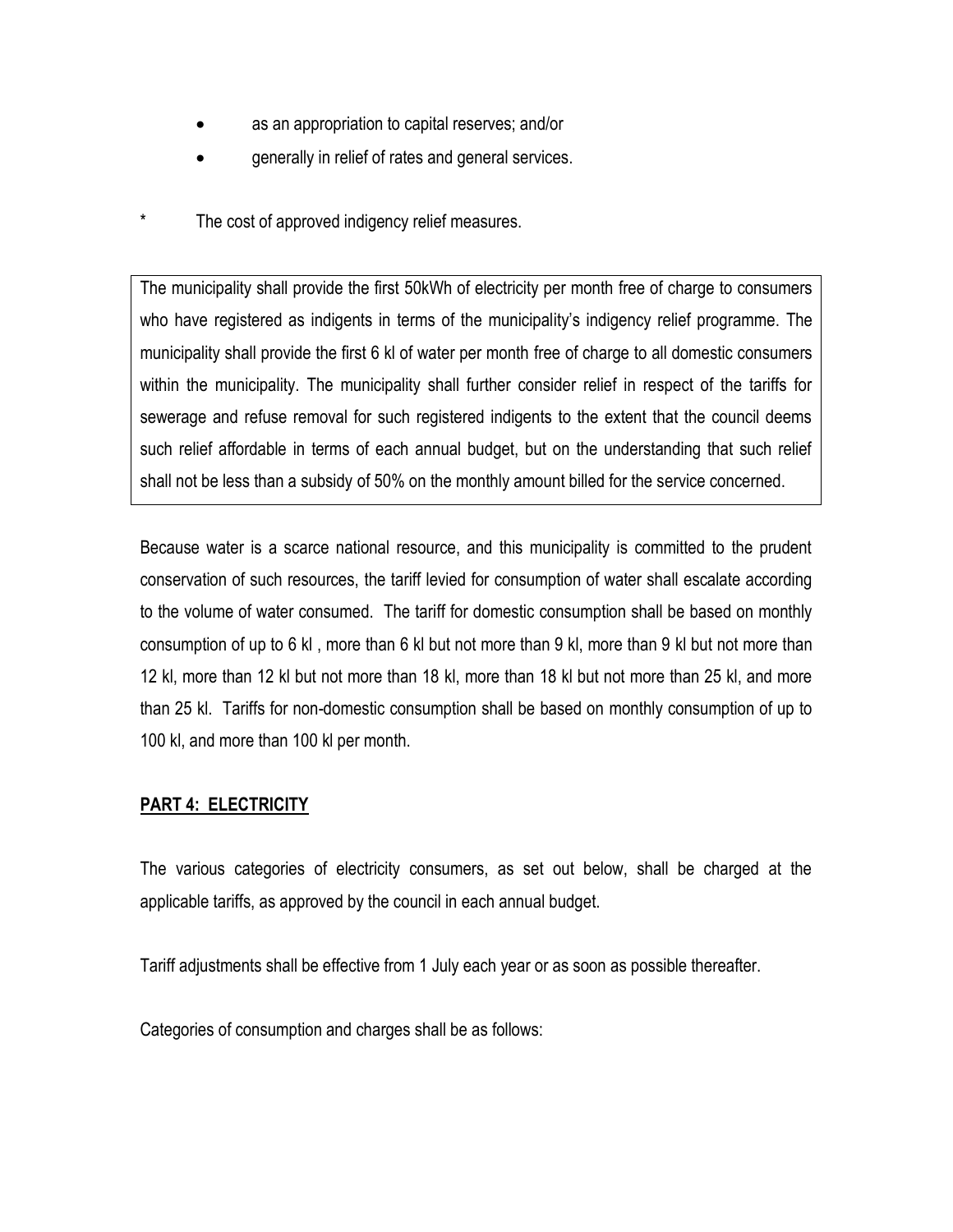- as an appropriation to capital reserves; and/or
- generally in relief of rates and general services.

* The cost of approved indigency relief measures.

The municipality shall provide the first 50kWh of electricity per month free of charge to consumers who have registered as indigents in terms of the municipality's indigency relief programme. The municipality shall provide the first 6 kl of water per month free of charge to all domestic consumers within the municipality. The municipality shall further consider relief in respect of the tariffs for sewerage and refuse removal for such registered indigents to the extent that the council deems such relief affordable in terms of each annual budget, but on the understanding that such relief shall not be less than a subsidy of 50% on the monthly amount billed for the service concerned.

Because water is a scarce national resource, and this municipality is committed to the prudent conservation of such resources, the tariff levied for consumption of water shall escalate according to the volume of water consumed. The tariff for domestic consumption shall be based on monthly consumption of up to 6 kl , more than 6 kl but not more than 9 kl, more than 9 kl but not more than 12 kl, more than 12 kl but not more than 18 kl, more than 18 kl but not more than 25 kl, and more than 25 kl. Tariffs for non-domestic consumption shall be based on monthly consumption of up to 100 kl, and more than 100 kl per month.

## PART 4: ELECTRICITY

The various categories of electricity consumers, as set out below, shall be charged at the applicable tariffs, as approved by the council in each annual budget.

Tariff adjustments shall be effective from 1 July each year or as soon as possible thereafter.

Categories of consumption and charges shall be as follows: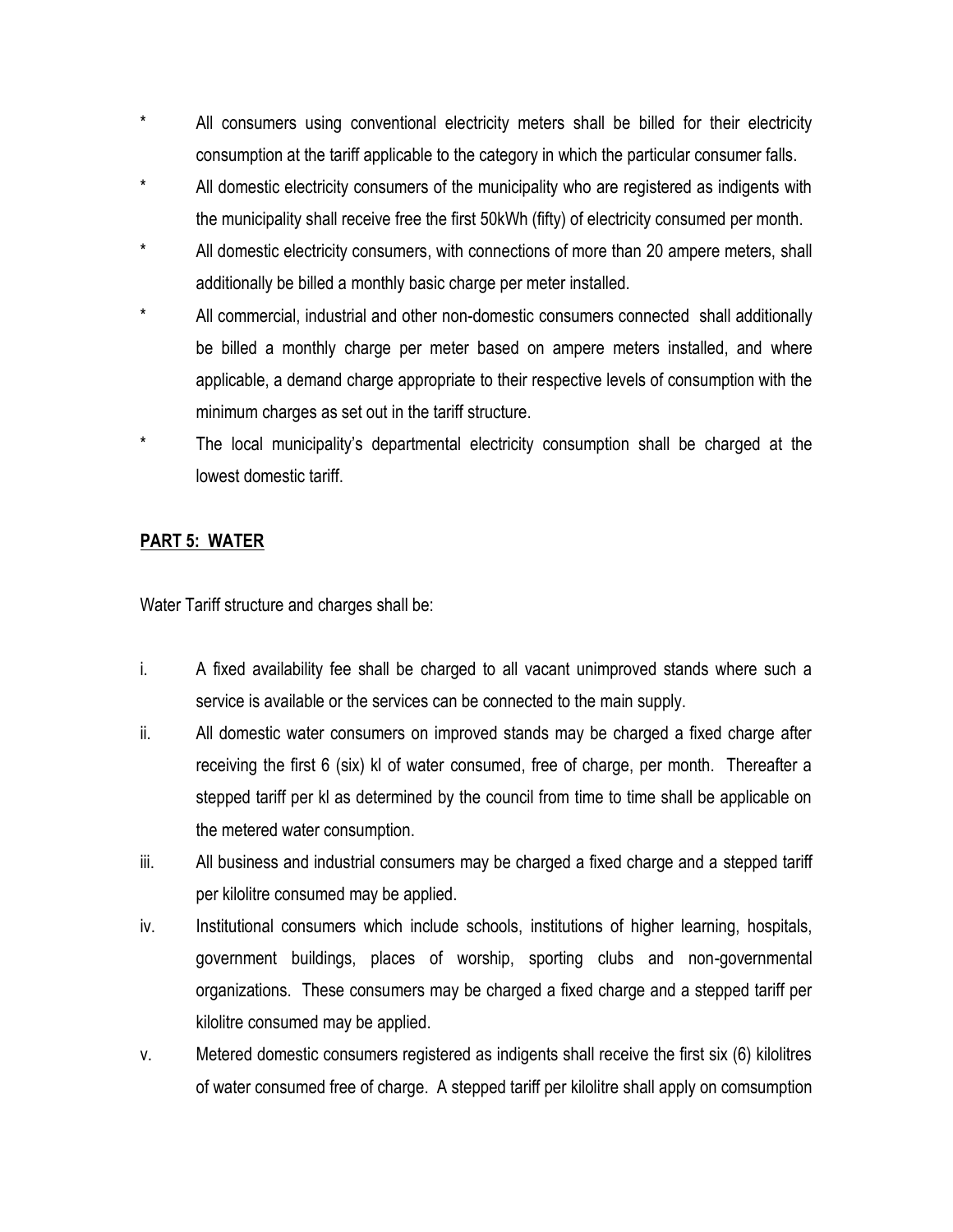- \* All consumers using conventional electricity meters shall be billed for their electricity consumption at the tariff applicable to the category in which the particular consumer falls.
- \* All domestic electricity consumers of the municipality who are registered as indigents with the municipality shall receive free the first 50kWh (fifty) of electricity consumed per month.
- \* All domestic electricity consumers, with connections of more than 20 ampere meters, shall additionally be billed a monthly basic charge per meter installed.
- \* All commercial, industrial and other non-domestic consumers connected shall additionally be billed a monthly charge per meter based on ampere meters installed, and where applicable, a demand charge appropriate to their respective levels of consumption with the minimum charges as set out in the tariff structure.
- \* The local municipality's departmental electricity consumption shall be charged at the lowest domestic tariff.

**PART 5: WATER**

Water Tariff structure and charges shall be:

i. A fixed availability fee shall be charged to all vacant unimproved stands where such a service is available or the services can be connected to the main supply.

ii. All domestic water consumers on improved stands may be charged a fixed charge after receiving the first 6 (six) kl of water consumed, free of charge, per month. Thereafter a stepped tariff per kl as determined by the council from time to time shall be applicable on the metered water consumption.

iii. All business and industrial consumers may be charged a fixed charge and a stepped tariff per kilolitre consumed may be applied.

iv. Institutional consumers which include schools, institutions of higher learning, hospitals, government buildings, places of worship, sporting clubs and non-governmental organizations. These consumers may be charged a fixed charge and a stepped tariff per kilolitre consumed may be applied.

v. Metered domestic consumers registered as indigents shall receive the first six (6) kilolitres of water consumed free of charge. A stepped tariff per kilolitre shall apply on comsumption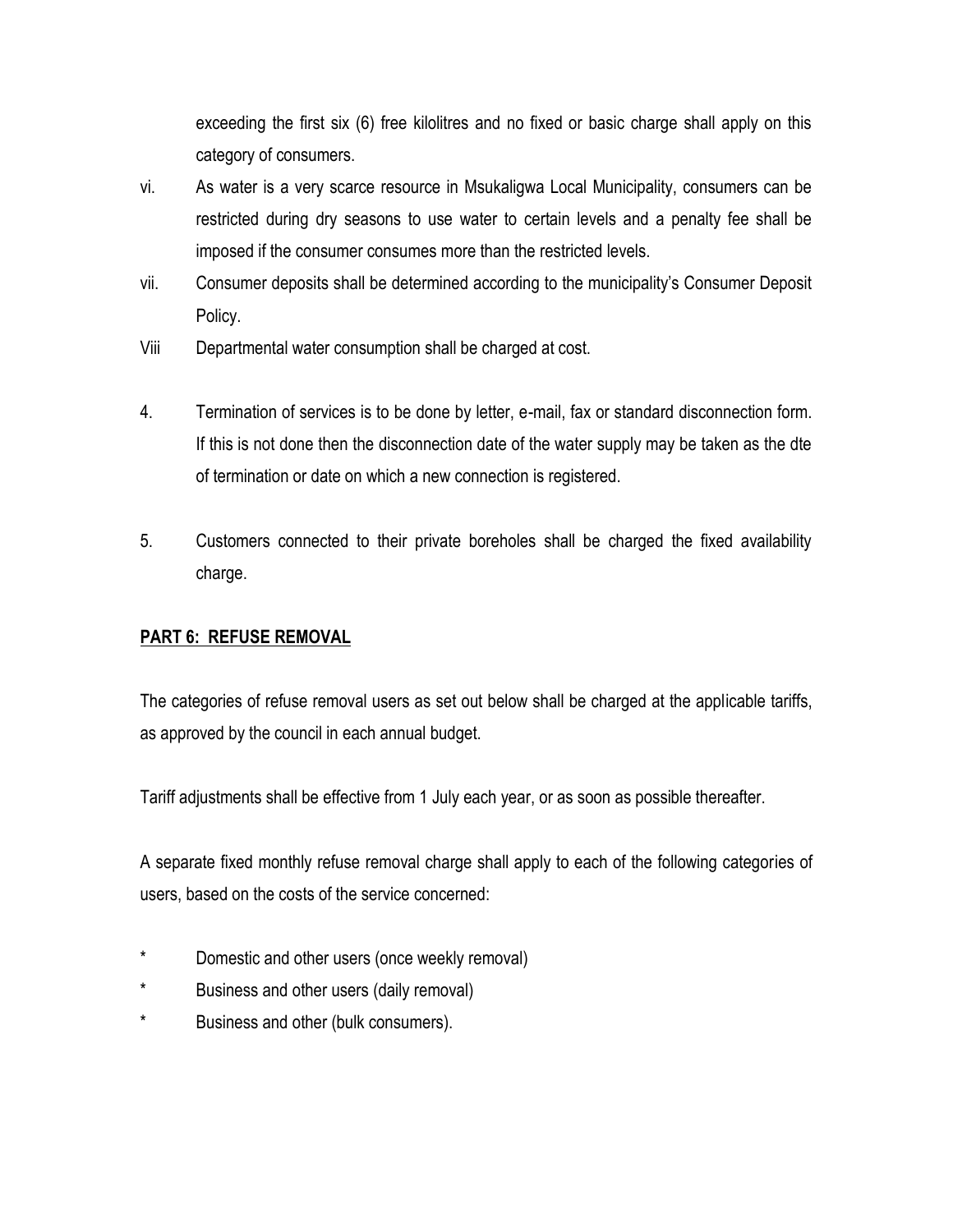exceeding the first six (6) free kilolitres and no fixed or basic charge shall apply on this category of consumers.

vi. As water is a very scarce resource in Msukaligwa Local Municipality, consumers can be restricted during dry seasons to use water to certain levels and a penalty fee shall be imposed if the consumer consumes more than the restricted levels.

vii. Consumer deposits shall be determined according to the municipality's Consumer Deposit Policy.

Viii Departmental water consumption shall be charged at cost.

4. Termination of services is to be done by letter, e-mail, fax or standard disconnection form. If this is not done then the disconnection date of the water supply may be taken as the dte of termination or date on which a new connection is registered.

5. Customers connected to their private boreholes shall be charged the fixed availability charge.

## PART 6: REFUSE REMOVAL

The categories of refuse removal users as set out below shall be charged at the applicable tariffs, as approved by the council in each annual budget.

Tariff adjustments shall be effective from 1 July each year, or as soon as possible thereafter.

A separate fixed monthly refuse removal charge shall apply to each of the following categories of users, based on the costs of the service concerned:

* Domestic and other users (once weekly removal)
* Business and other users (daily removal)
* Business and other (bulk consumers).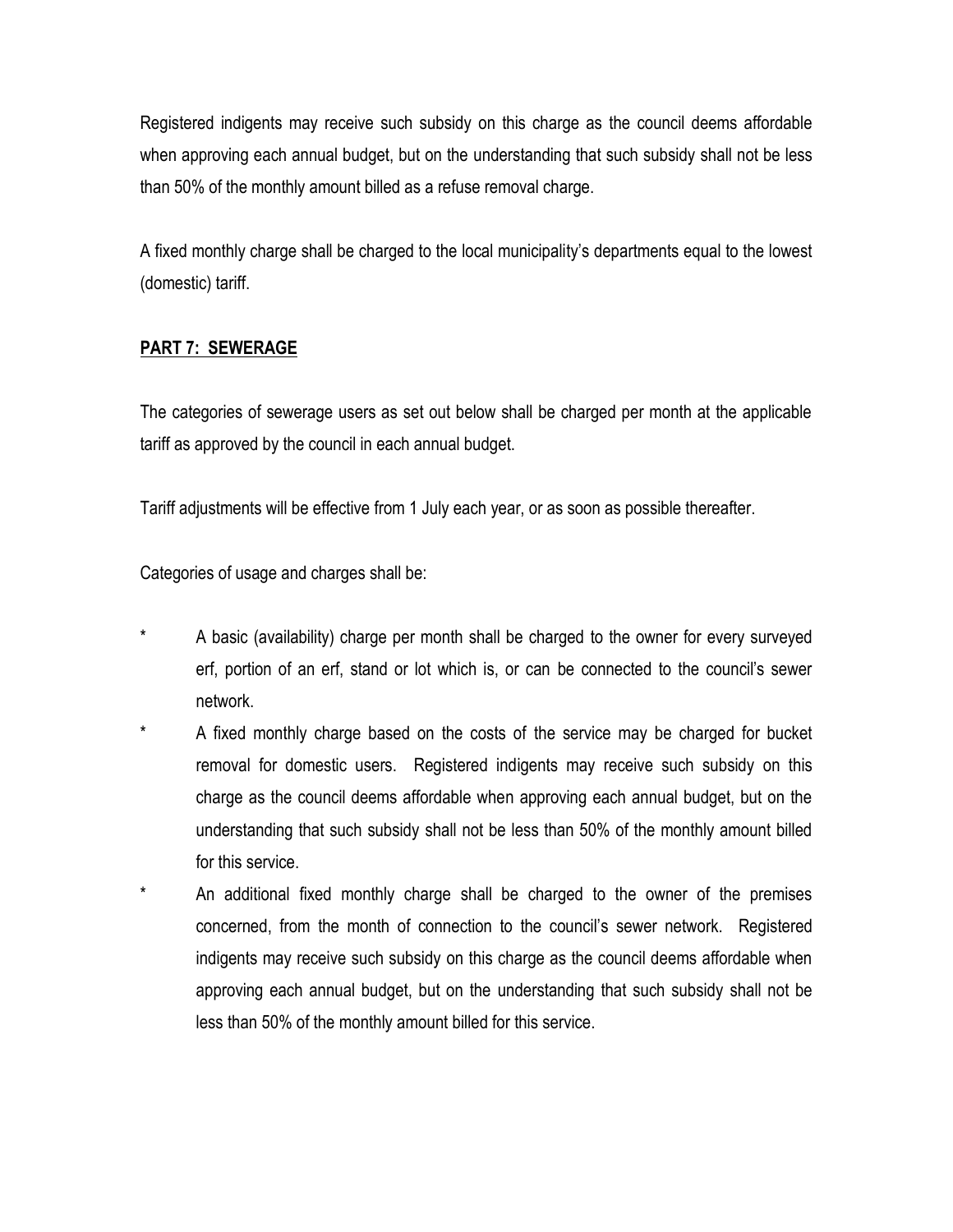Registered indigents may receive such subsidy on this charge as the council deems affordable when approving each annual budget, but on the understanding that such subsidy shall not be less than 50% of the monthly amount billed as a refuse removal charge.

A fixed monthly charge shall be charged to the local municipality's departments equal to the lowest (domestic) tariff.

## PART 7: SEWERAGE

The categories of sewerage users as set out below shall be charged per month at the applicable tariff as approved by the council in each annual budget.

Tariff adjustments will be effective from 1 July each year, or as soon as possible thereafter.

Categories of usage and charges shall be:

* A basic (availability) charge per month shall be charged to the owner for every surveyed erf, portion of an erf, stand or lot which is, or can be connected to the council's sewer network.
* A fixed monthly charge based on the costs of the service may be charged for bucket removal for domestic users. Registered indigents may receive such subsidy on this charge as the council deems affordable when approving each annual budget, but on the understanding that such subsidy shall not be less than 50% of the monthly amount billed for this service.
* An additional fixed monthly charge shall be charged to the owner of the premises concerned, from the month of connection to the council's sewer network. Registered indigents may receive such subsidy on this charge as the council deems affordable when approving each annual budget, but on the understanding that such subsidy shall not be less than 50% of the monthly amount billed for this service.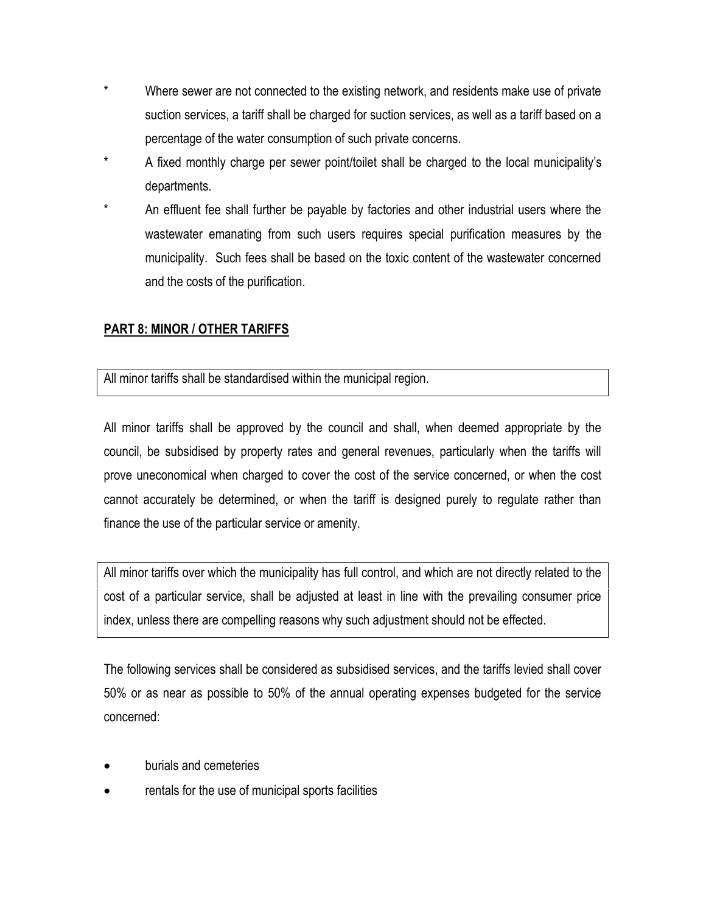* Where sewer are not connected to the existing network, and residents make use of private suction services, a tariff shall be charged for suction services, as well as a tariff based on a percentage of the water consumption of such private concerns.

* A fixed monthly charge per sewer point/toilet shall be charged to the local municipality's departments.

* An effluent fee shall further be payable by factories and other industrial users where the wastewater emanating from such users requires special purification measures by the municipality. Such fees shall be based on the toxic content of the wastewater concerned and the costs of the purification.

## PART 8: MINOR / OTHER TARIFFS

All minor tariffs shall be standardised within the municipal region.

All minor tariffs shall be approved by the council and shall, when deemed appropriate by the council, be subsidised by property rates and general revenues, particularly when the tariffs will prove uneconomical when charged to cover the cost of the service concerned, or when the cost cannot accurately be determined, or when the tariff is designed purely to regulate rather than finance the use of the particular service or amenity.

All minor tariffs over which the municipality has full control, and which are not directly related to the cost of a particular service, shall be adjusted at least in line with the prevailing consumer price index, unless there are compelling reasons why such adjustment should not be effected.

The following services shall be considered as subsidised services, and the tariffs levied shall cover 50% or as near as possible to 50% of the annual operating expenses budgeted for the service concerned:

- burials and cemeteries
- rentals for the use of municipal sports facilities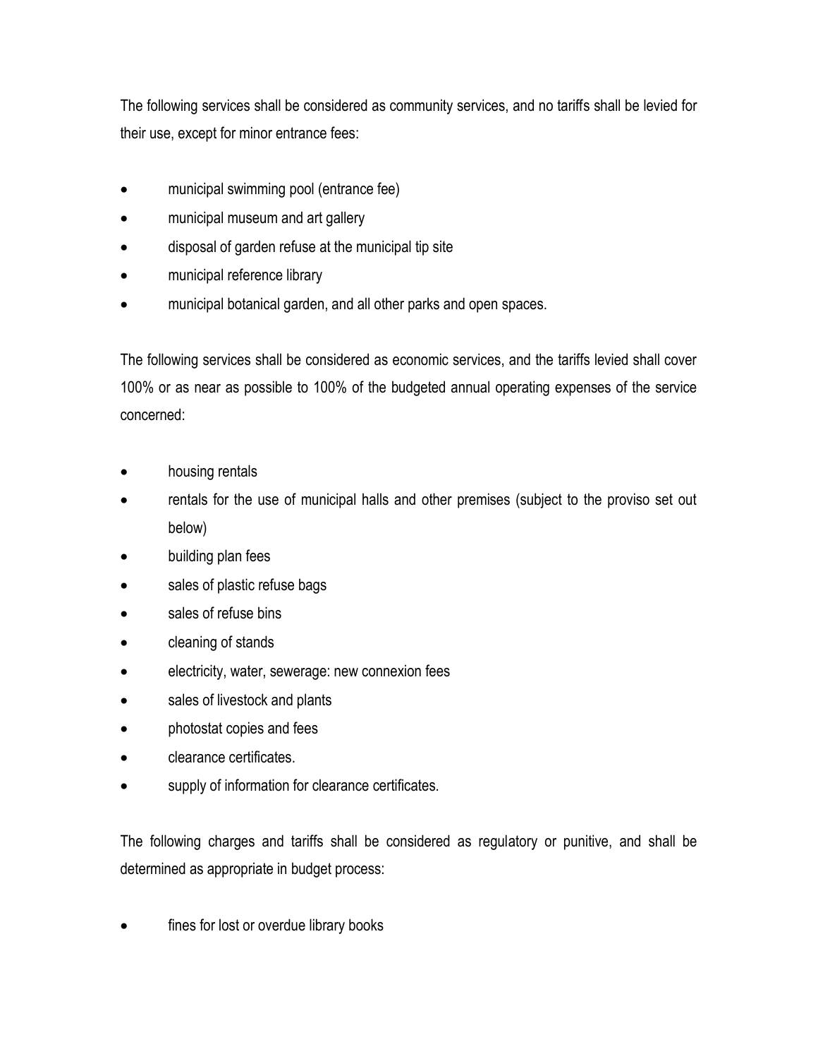The following services shall be considered as community services, and no tariffs shall be levied for their use, except for minor entrance fees:

- municipal swimming pool (entrance fee)
- municipal museum and art gallery
- disposal of garden refuse at the municipal tip site
- municipal reference library
- municipal botanical garden, and all other parks and open spaces.

The following services shall be considered as economic services, and the tariffs levied shall cover 100% or as near as possible to 100% of the budgeted annual operating expenses of the service concerned:

- housing rentals
- rentals for the use of municipal halls and other premises (subject to the proviso set out below)
- building plan fees
- sales of plastic refuse bags
- sales of refuse bins
- cleaning of stands
- electricity, water, sewerage: new connexion fees
- sales of livestock and plants
- photostat copies and fees
- clearance certificates.
- supply of information for clearance certificates.

The following charges and tariffs shall be considered as regulatory or punitive, and shall be determined as appropriate in budget process:

- fines for lost or overdue library books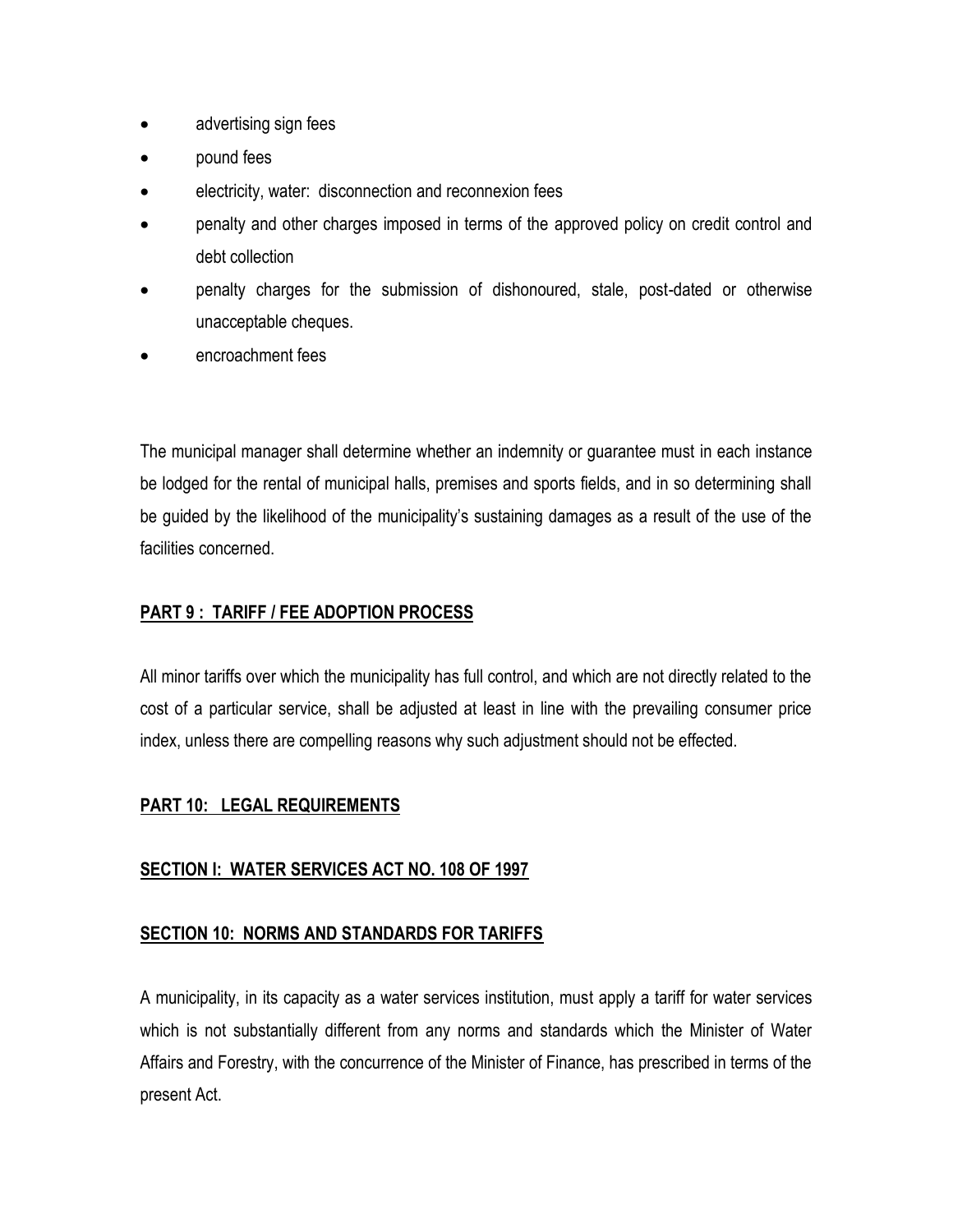- advertising sign fees
- pound fees
- electricity, water: disconnection and reconnexion fees
- penalty and other charges imposed in terms of the approved policy on credit control and debt collection
- penalty charges for the submission of dishonoured, stale, post-dated or otherwise unacceptable cheques.
- encroachment fees

The municipal manager shall determine whether an indemnity or guarantee must in each instance be lodged for the rental of municipal halls, premises and sports fields, and in so determining shall be guided by the likelihood of the municipality's sustaining damages as a result of the use of the facilities concerned.

## PART 9 : TARIFF / FEE ADOPTION PROCESS

All minor tariffs over which the municipality has full control, and which are not directly related to the cost of a particular service, shall be adjusted at least in line with the prevailing consumer price index, unless there are compelling reasons why such adjustment should not be effected.

## PART 10: LEGAL REQUIREMENTS

### SECTION I: WATER SERVICES ACT NO. 108 OF 1997

### SECTION 10: NORMS AND STANDARDS FOR TARIFFS

A municipality, in its capacity as a water services institution, must apply a tariff for water services which is not substantially different from any norms and standards which the Minister of Water Affairs and Forestry, with the concurrence of the Minister of Finance, has prescribed in terms of the present Act.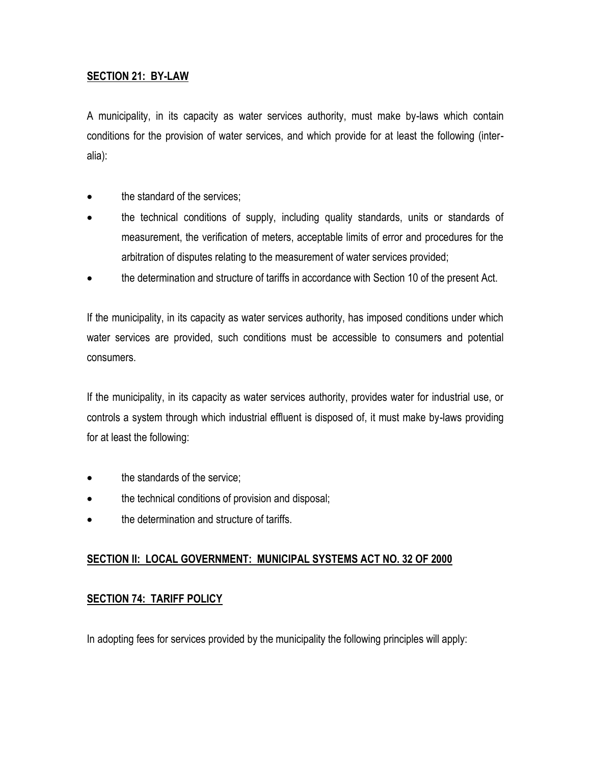**SECTION 21: BY-LAW**

A municipality, in its capacity as water services authority, must make by-laws which contain conditions for the provision of water services, and which provide for at least the following (inter-alia):

- the standard of the services;
- the technical conditions of supply, including quality standards, units or standards of measurement, the verification of meters, acceptable limits of error and procedures for the arbitration of disputes relating to the measurement of water services provided;
- the determination and structure of tariffs in accordance with Section 10 of the present Act.

If the municipality, in its capacity as water services authority, has imposed conditions under which water services are provided, such conditions must be accessible to consumers and potential consumers.

If the municipality, in its capacity as water services authority, provides water for industrial use, or controls a system through which industrial effluent is disposed of, it must make by-laws providing for at least the following:

- the standards of the service;
- the technical conditions of provision and disposal;
- the determination and structure of tariffs.

**SECTION II: LOCAL GOVERNMENT: MUNICIPAL SYSTEMS ACT NO. 32 OF 2000**

**SECTION 74: TARIFF POLICY**

In adopting fees for services provided by the municipality the following principles will apply: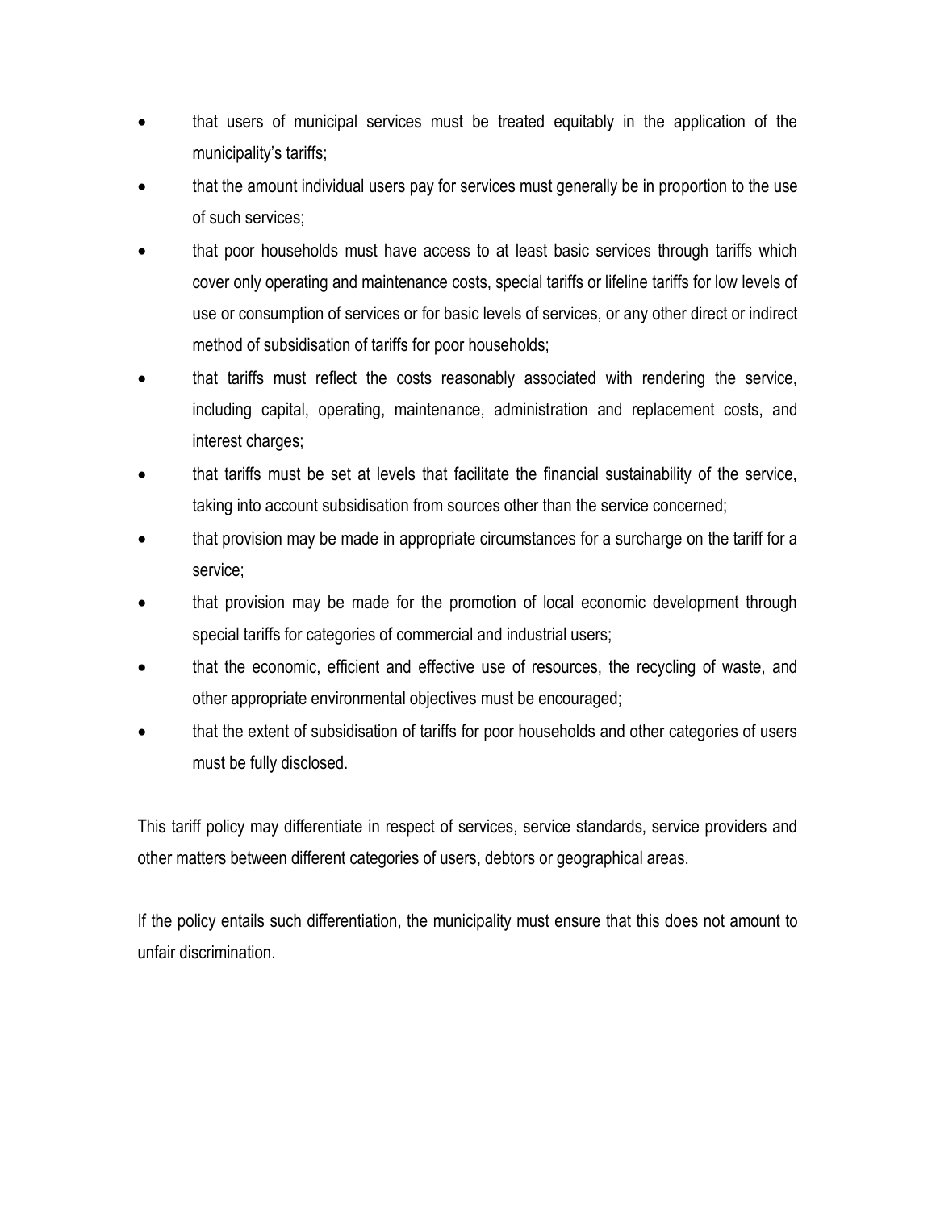- that users of municipal services must be treated equitably in the application of the municipality's tariffs;
- that the amount individual users pay for services must generally be in proportion to the use of such services;
- that poor households must have access to at least basic services through tariffs which cover only operating and maintenance costs, special tariffs or lifeline tariffs for low levels of use or consumption of services or for basic levels of services, or any other direct or indirect method of subsidisation of tariffs for poor households;
- that tariffs must reflect the costs reasonably associated with rendering the service, including capital, operating, maintenance, administration and replacement costs, and interest charges;
- that tariffs must be set at levels that facilitate the financial sustainability of the service, taking into account subsidisation from sources other than the service concerned;
- that provision may be made in appropriate circumstances for a surcharge on the tariff for a service;
- that provision may be made for the promotion of local economic development through special tariffs for categories of commercial and industrial users;
- that the economic, efficient and effective use of resources, the recycling of waste, and other appropriate environmental objectives must be encouraged;
- that the extent of subsidisation of tariffs for poor households and other categories of users must be fully disclosed.

This tariff policy may differentiate in respect of services, service standards, service providers and other matters between different categories of users, debtors or geographical areas.

If the policy entails such differentiation, the municipality must ensure that this does not amount to unfair discrimination.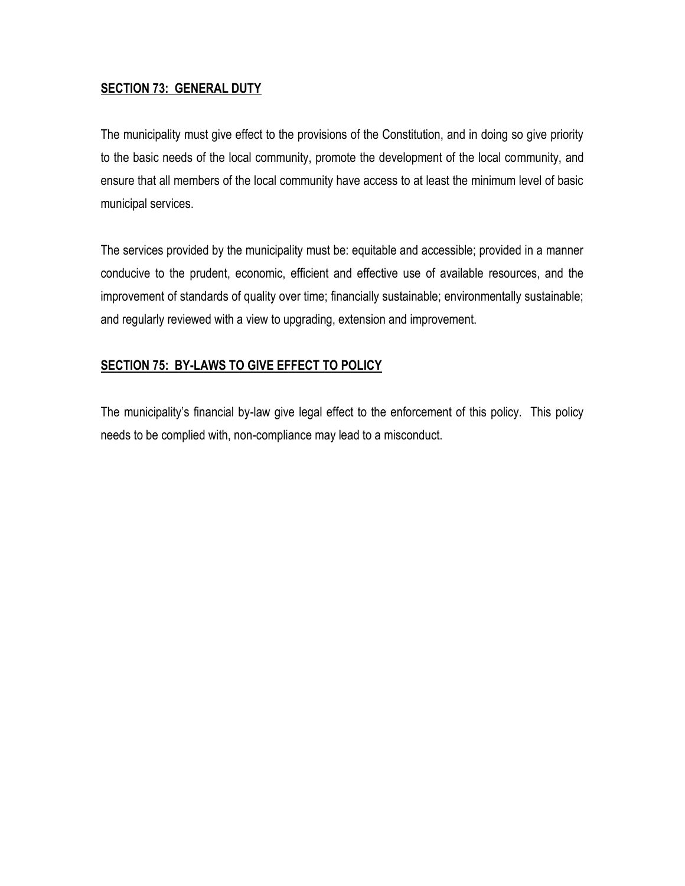## SECTION 73: GENERAL DUTY

The municipality must give effect to the provisions of the Constitution, and in doing so give priority to the basic needs of the local community, promote the development of the local community, and ensure that all members of the local community have access to at least the minimum level of basic municipal services.

The services provided by the municipality must be: equitable and accessible; provided in a manner conducive to the prudent, economic, efficient and effective use of available resources, and the improvement of standards of quality over time; financially sustainable; environmentally sustainable; and regularly reviewed with a view to upgrading, extension and improvement.

## SECTION 75: BY-LAWS TO GIVE EFFECT TO POLICY

The municipality's financial by-law give legal effect to the enforcement of this policy. This policy needs to be complied with, non-compliance may lead to a misconduct.